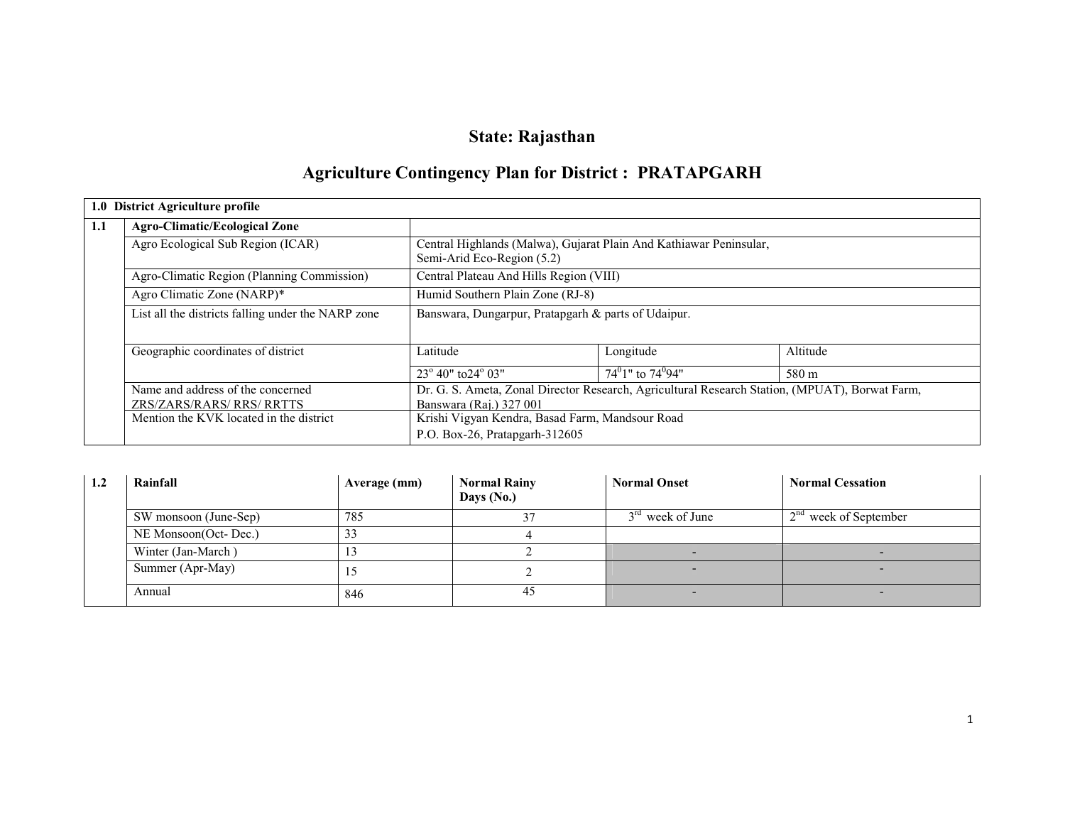# State: Rajasthan

## Agriculture Contingency Plan for District : PRATAPGARH

| 1.0 District Agriculture profile | | | | |
|---|---|---|---|---|
| **1.1** | **Agro-Climatic/Ecological Zone** | | | |
| | Agro Ecological Sub Region (ICAR) | Central Highlands (Malwa), Gujarat Plain And Kathiawar Peninsular, Semi-Arid Eco-Region (5.2) | | |
| | Agro-Climatic Region (Planning Commission) | Central Plateau And Hills Region (VIII) | | |
| | Agro Climatic Zone (NARP)* | Humid Southern Plain Zone (RJ-8) | | |
| | List all the districts falling under the NARP zone | Banswara, Dungarpur, Pratapgarh & parts of Udaipur. | | |
| | Geographic coordinates of district | Latitude | Longitude | Altitude |
| | | $23^{o}$ 40" to$24^{o}$ 03" | $74^{0}1"$ to $74^{0}94"$ | 580 m |
| | Name and address of the concerned ZRS/ZARS/RARS/ RRS/ RRTTS | Dr. G. S. Ameta, Zonal Director Research, Agricultural Research Station, (MPUAT), Borwat Farm, Banswara (Raj.) 327 001 | | |
| | Mention the KVK located in the district | Krishi Vigyan Kendra, Basad Farm, Mandsour Road P.O. Box-26, Pratapgarh-312605 | | |

| 1.2 | Rainfall | Average (mm) | Normal Rainy Days (No.) | Normal Onset | Normal Cessation |
|---|---|---|---|---|---|
| | SW monsoon (June-Sep) | 785 | 37 | 3rd week of June | 2nd week of September |
| | NE Monsoon(Oct- Dec.) | 33 | 4 | | |
| | Winter (Jan-March ) | 13 | 2 | - | - |
| | Summer (Apr-May) | 15 | 2 | - | - |
| | Annual | 846 | 45 | - | - |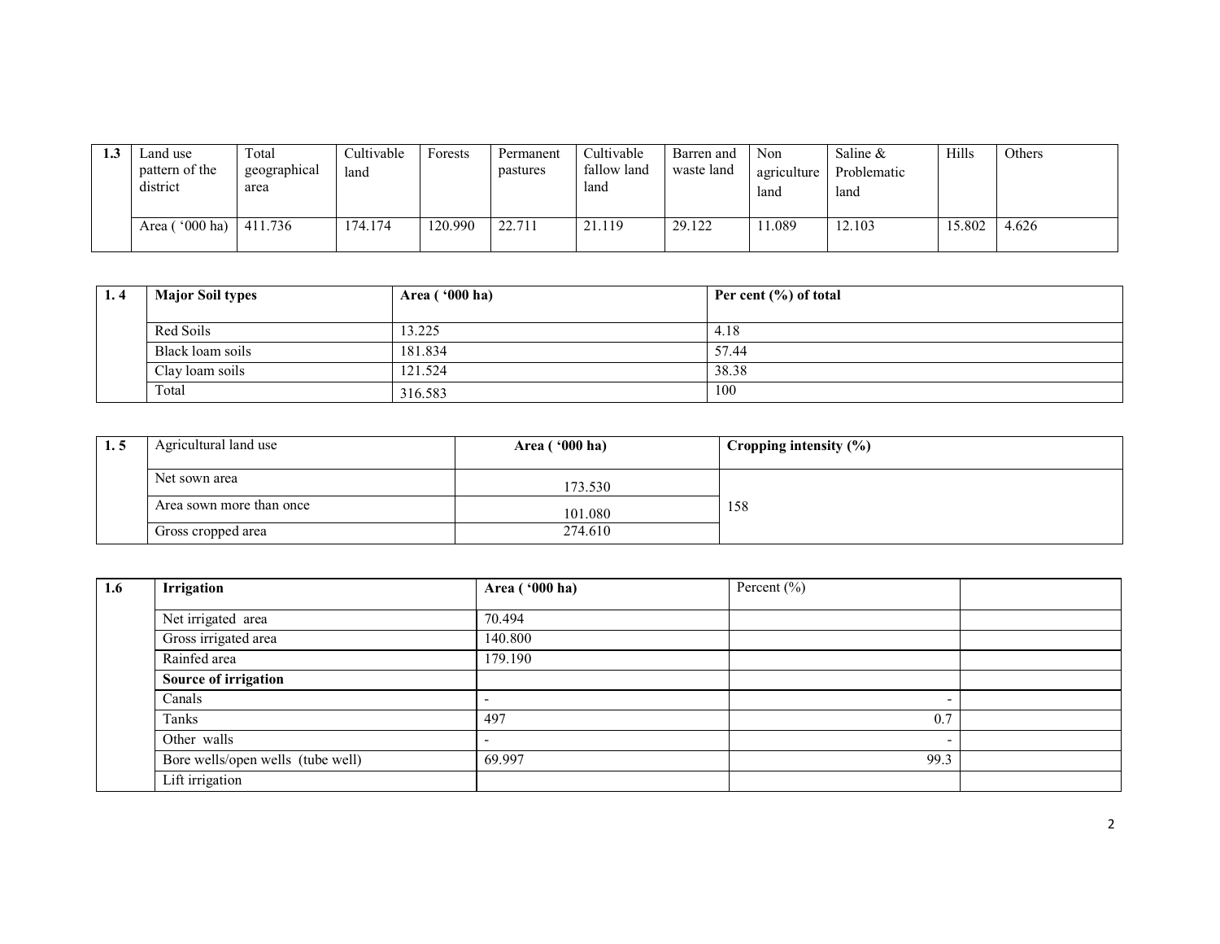| 1.3 | Land use pattern of the district | Total geographical area | Cultivable land | Forests | Permanent pastures | Cultivable fallow land land | Barren and waste land | Non agriculture land | Saline & Problematic land | Hills | Others |
|---|---|---|---|---|---|---|---|---|---|---|---|
| | Area ( '000 ha) | 411.736 | 174.174 | 120.990 | 22.711 | 21.119 | 29.122 | 11.089 | 12.103 | 15.802 | 4.626 |

| 1. 4 | **Major Soil types** | **Area ( '000 ha)** | **Per cent (%) of total** |
|---|---|---|---|
| | Red Soils | 13.225 | 4.18 |
| | Black loam soils | 181.834 | 57.44 |
| | Clay loam soils | 121.524 | 38.38 |
| | Total | 316.583 | 100 |

| 1. 5 | Agricultural land use | **Area ( '000 ha)** | **Cropping intensity (%)** |
|---|---|---|---|
| | Net sown area | 173.530 | 158 |
| | Area sown more than once | 101.080 | |
| | Gross cropped area | 274.610 | |

| 1.6 | **Irrigation** | **Area ( '000 ha)** | Percent (%) | |
|---|---|---|---|---|
| | Net irrigated area | 70.494 | | |
| | Gross irrigated area | 140.800 | | |
| | Rainfed area | 179.190 | | |
| | **Source of irrigation** | | | |
| | Canals | - | - | |
| | Tanks | 497 | 0.7 | |
| | Other walls | - | - | |
| | Bore wells/open wells (tube well) | 69.997 | 99.3 | |
| | Lift irrigation | | | |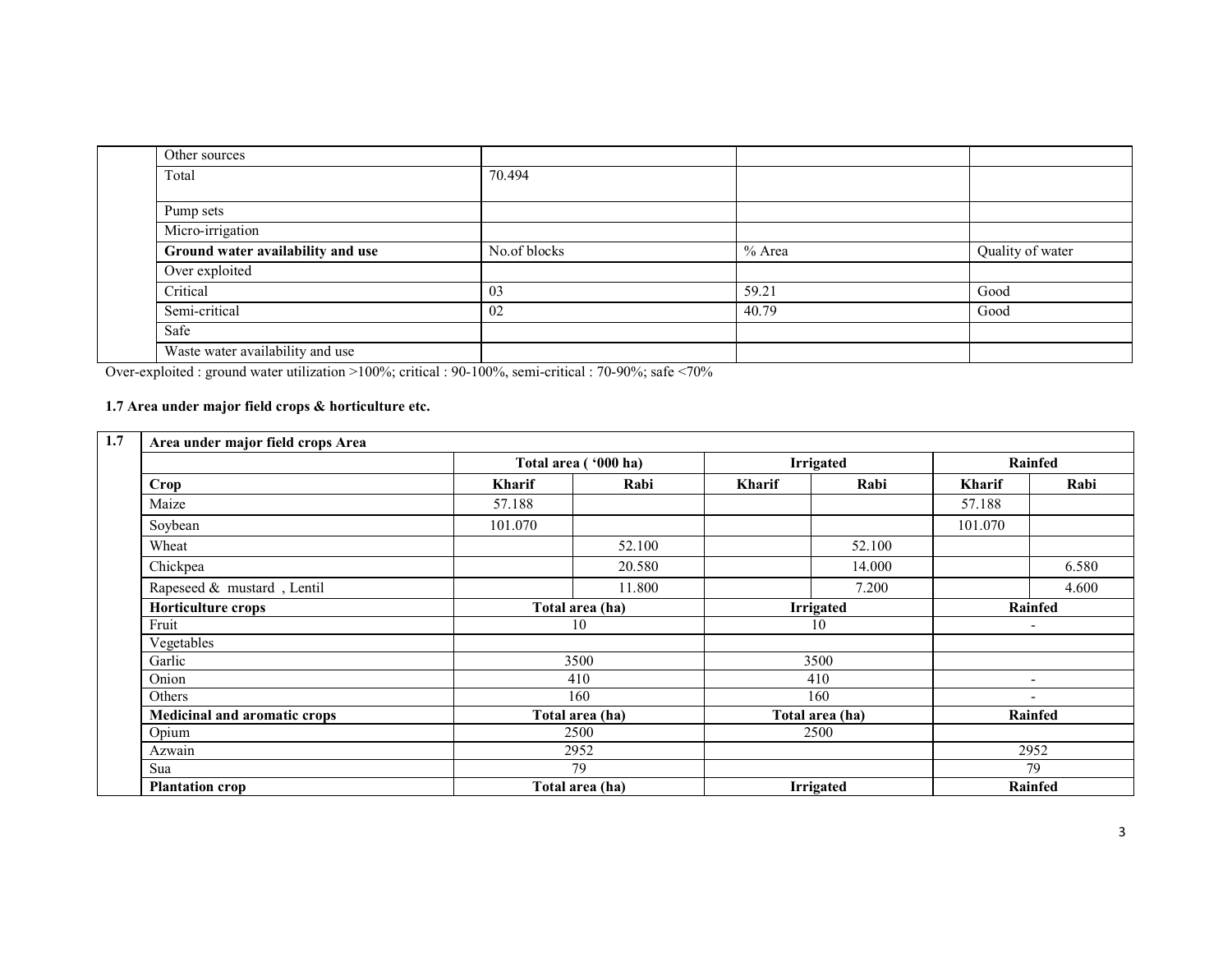| Other sources | | | |
|---|---|---|---|
| Total | 70.494 | | |
| Pump sets | | | |
| Micro-irrigation | | | |
| **Ground water availability and use** | No.of blocks | % Area | Quality of water |
| Over exploited | | | |
| Critical | 03 | 59.21 | Good |
| Semi-critical | 02 | 40.79 | Good |
| Safe | | | |
| Waste water availability and use | | | |

Over-exploited : ground water utilization >100%; critical : 90-100%, semi-critical : 70-90%; safe <70%

### 1.7 Area under major field crops & horticulture etc.

| 1.7 | **Area under major field crops Area** | | | | | | |
|---|---|---|---|---|---|---|---|
| | | **Total area ( '000 ha)** | | **Irrigated** | | **Rainfed** | |
| | **Crop** | **Kharif** | **Rabi** | **Kharif** | **Rabi** | **Kharif** | **Rabi** |
| | Maize | 57.188 | | | | 57.188 | |
| | Soybean | 101.070 | | | | 101.070 | |
| | Wheat | | 52.100 | | 52.100 | | |
| | Chickpea | | 20.580 | | 14.000 | | 6.580 |
| | Rapeseed & mustard , Lentil | | 11.800 | | 7.200 | | 4.600 |
| | **Horticulture crops** | **Total area (ha)** | | **Irrigated** | | **Rainfed** | |
| | Fruit | 10 | | 10 | | - | |
| | Vegetables | | | | | | |
| | Garlic | 3500 | | 3500 | | | |
| | Onion | 410 | | 410 | | - | |
| | Others | 160 | | 160 | | - | |
| | **Medicinal and aromatic crops** | **Total area (ha)** | | **Total area (ha)** | | **Rainfed** | |
| | Opium | 2500 | | 2500 | | | |
| | Azwain | 2952 | | | | 2952 | |
| | Sua | 79 | | | | 79 | |
| | **Plantation crop** | **Total area (ha)** | | **Irrigated** | | **Rainfed** | |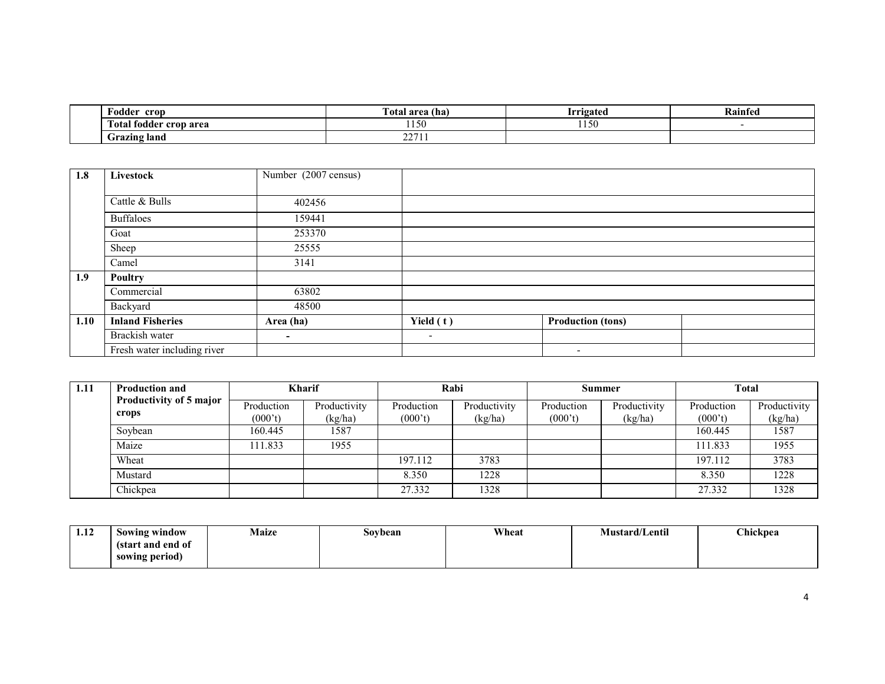| | Fodder crop | Total area (ha) | Irrigated | Rainfed |
|---|---|---|---|---|
| | Total fodder crop area | 1150 | 1150 | - |
| | Grazing land | 22711 | | |

| 1.8 | Livestock | Number (2007 census) | | | |
|---|---|---|---|---|---|
| | Cattle & Bulls | 402456 | | | |
| | Buffaloes | 159441 | | | |
| | Goat | 253370 | | | |
| | Sheep | 25555 | | | |
| | Camel | 3141 | | | |
| **1.9** | **Poultry** | | | | |
| | Commercial | 63802 | | | |
| | Backyard | 48500 | | | |
| **1.10** | **Inland Fisheries** | **Area (ha)** | **Yield ( t )** | **Production (tons)** | |
| | Brackish water | - | - | | |
| | Fresh water including river | | | - | |

| 1.11 | Production and Productivity of 5 major crops | Kharif | | Rabi | | Summer | | Total | |
|---|---|---|---|---|---|---|---|---|---|
| | | Production (000't) | Productivity (kg/ha) | Production (000't) | Productivity (kg/ha) | Production (000't) | Productivity (kg/ha) | Production (000't) | Productivity (kg/ha) |
| | Soybean | 160.445 | 1587 | | | | | 160.445 | 1587 |
| | Maize | 111.833 | 1955 | | | | | 111.833 | 1955 |
| | Wheat | | | 197.112 | 3783 | | | 197.112 | 3783 |
| | Mustard | | | 8.350 | 1228 | | | 8.350 | 1228 |
| | Chickpea | | | 27.332 | 1328 | | | 27.332 | 1328 |

| 1.12 | Sowing window (start and end of sowing period) | Maize | Soybean | Wheat | Mustard/Lentil | Chickpea |
|---|---|---|---|---|---|---|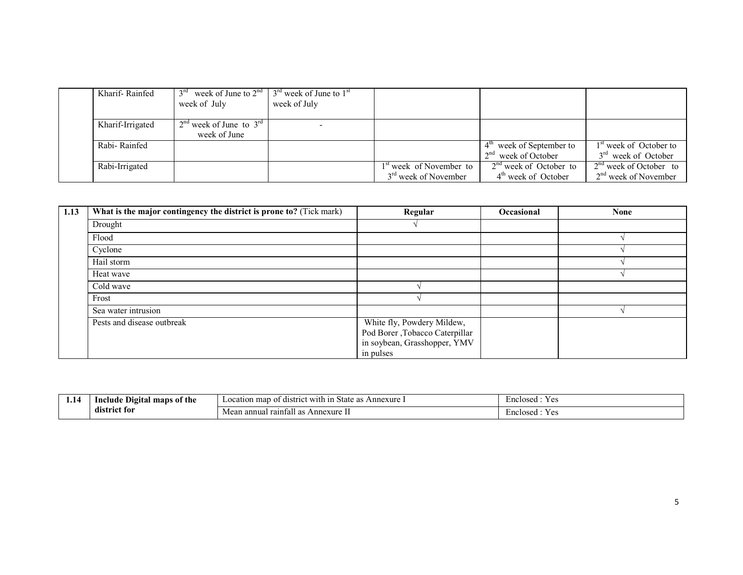| | Kharif- Rainfed | 3rd week of June to 2nd week of July | 3rd week of June to 1st week of July | | | |
|---|---|---|---|---|---|---|
| | Kharif-Irrigated | 2nd week of June to 3rd week of June | - | | | |
| | Rabi- Rainfed | | | | 4th week of September to 2nd week of October | 1st week of October to 3rd week of October |
| | Rabi-Irrigated | | | 1st week of November to 3rd week of November | 2nd week of October to 4th week of October | 2nd week of October to 2nd week of November |

| 1.13 | **What is the major contingency the district is prone to?** (Tick mark) | **Regular** | **Occasional** | **None** |
|---|---|---|---|---|
| | Drought | √ | | |
| | Flood | | | √ |
| | Cyclone | | | √ |
| | Hail storm | | | √ |
| | Heat wave | | | √ |
| | Cold wave | √ | | |
| | Frost | √ | | |
| | Sea water intrusion | | | √ |
| | Pests and disease outbreak | White fly, Powdery Mildew, Pod Borer ,Tobacco Caterpillar in soybean, Grasshopper, YMV in pulses | | |

| 1.14 | **Include Digital maps of the district for** | Location map of district with in State as Annexure I | Enclosed : Yes |
|---|---|---|---|
| | | Mean annual rainfall as Annexure II | Enclosed : Yes |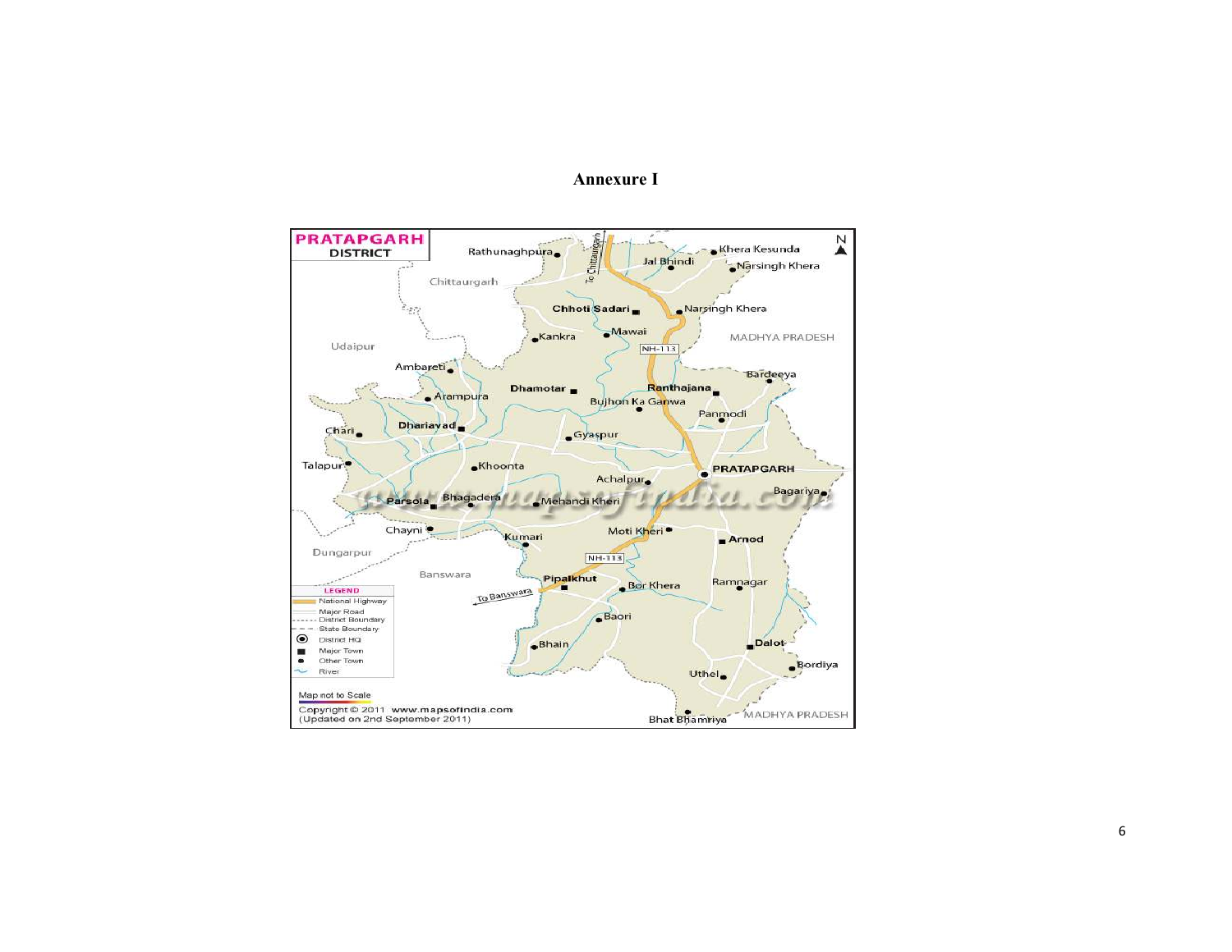# Annexure I

**PRATAPGARH DISTRICT**

LEGEND

- National Highway
- Major Road
- District Boundary
- State Boundary
- District HQ
- Major Town
- Other Town
- River

Map not to Scale

Copyright © 2011 www.mapsofindia.com
(Updated on 2nd September 2011)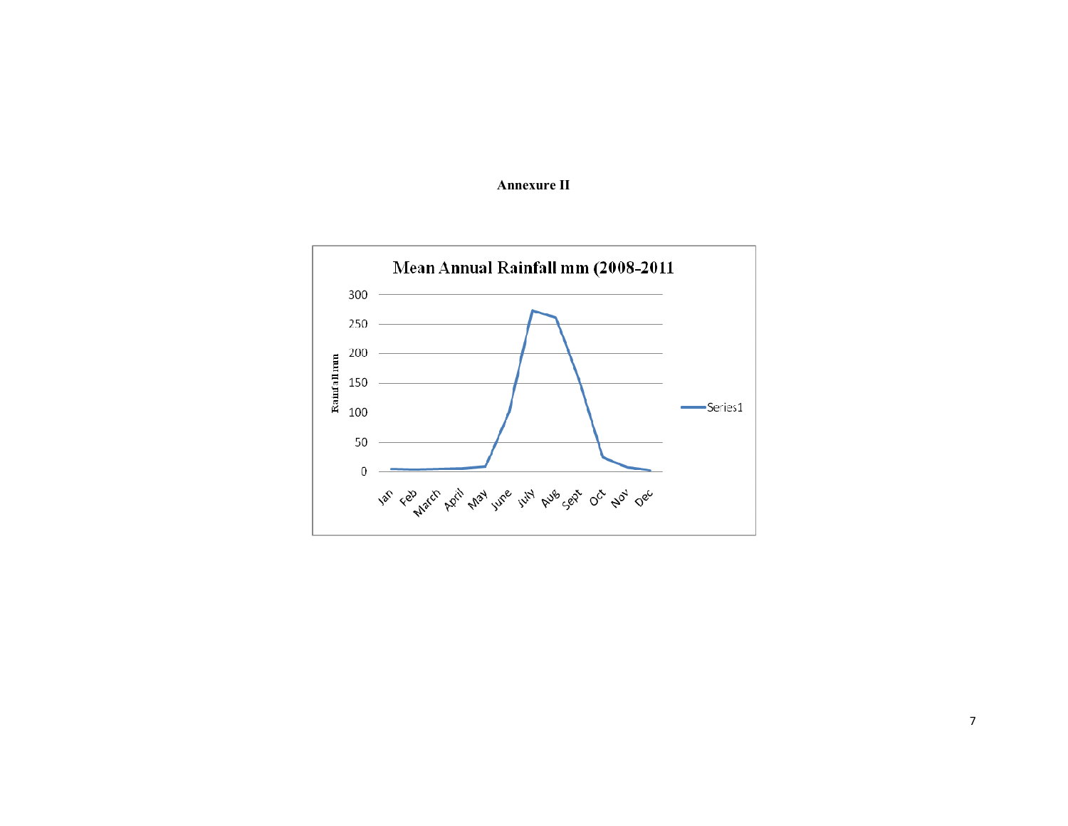**Annexure II**

Mean Annual Rainfall mm (2008-2011

| Month | Rainfall mm |
|---|---|
| Jan | ~5 |
| Feb | ~4 |
| March | ~5 |
| April | ~6 |
| May | ~9 |
| June | ~105 |
| July | ~273 |
| Aug | ~262 |
| Sept | ~140 |
| Oct | ~25 |
| Nov | ~8 |
| Dec | ~2 |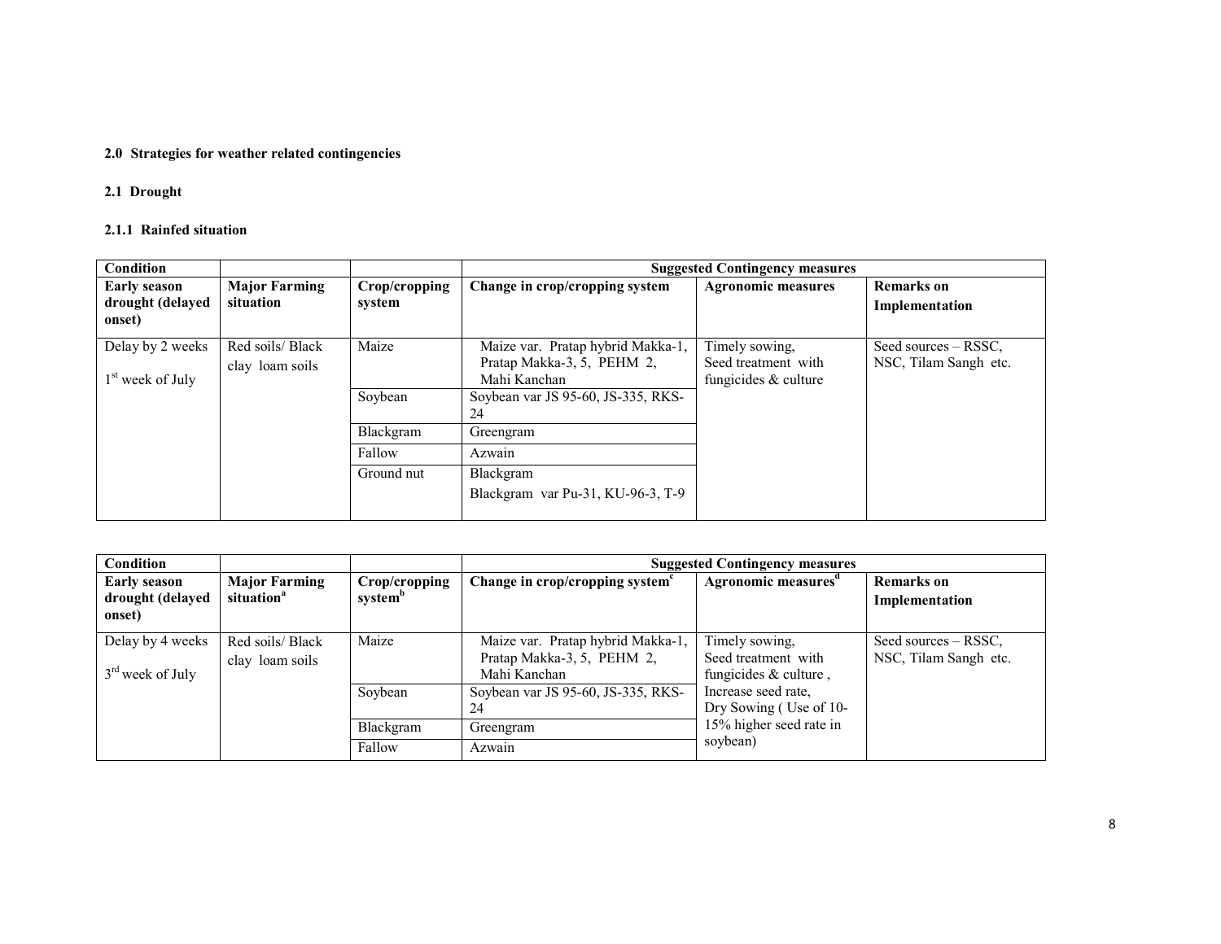## 2.0 Strategies for weather related contingencies

### 2.1 Drought

#### 2.1.1 Rainfed situation

| Condition | | | Suggested Contingency measures | | |
|---|---|---|---|---|---|
| **Early season drought (delayed onset)** | **Major Farming situation** | **Crop/cropping system** | **Change in crop/cropping system** | **Agronomic measures** | **Remarks on Implementation** |
| Delay by 2 weeks<br>1st week of July | Red soils/ Black clay loam soils | Maize | Maize var. Pratap hybrid Makka-1, Pratap Makka-3, 5, PEHM 2, Mahi Kanchan | Timely sowing, Seed treatment with fungicides & culture | Seed sources – RSSC, NSC, Tilam Sangh etc. |
| | | Soybean | Soybean var JS 95-60, JS-335, RKS-24 | | |
| | | Blackgram | Greengram | | |
| | | Fallow | Azwain | | |
| | | Ground nut | Blackgram<br>Blackgram var Pu-31, KU-96-3, T-9 | | |

| Condition | | | Suggested Contingency measures | | |
|---|---|---|---|---|---|
| **Early season drought (delayed onset)** | **Major Farming situation[a]** | **Crop/cropping system[b]** | **Change in crop/cropping system[c]** | **Agronomic measures[d]** | **Remarks on Implementation** |
| Delay by 4 weeks<br>3rd week of July | Red soils/ Black clay loam soils | Maize | Maize var. Pratap hybrid Makka-1, Pratap Makka-3, 5, PEHM 2, Mahi Kanchan | Timely sowing, Seed treatment with fungicides & culture, Increase seed rate, Dry Sowing ( Use of 10-15% higher seed rate in soybean) | Seed sources – RSSC, NSC, Tilam Sangh etc. |
| | | Soybean | Soybean var JS 95-60, JS-335, RKS-24 | | |
| | | Blackgram | Greengram | | |
| | | Fallow | Azwain | | |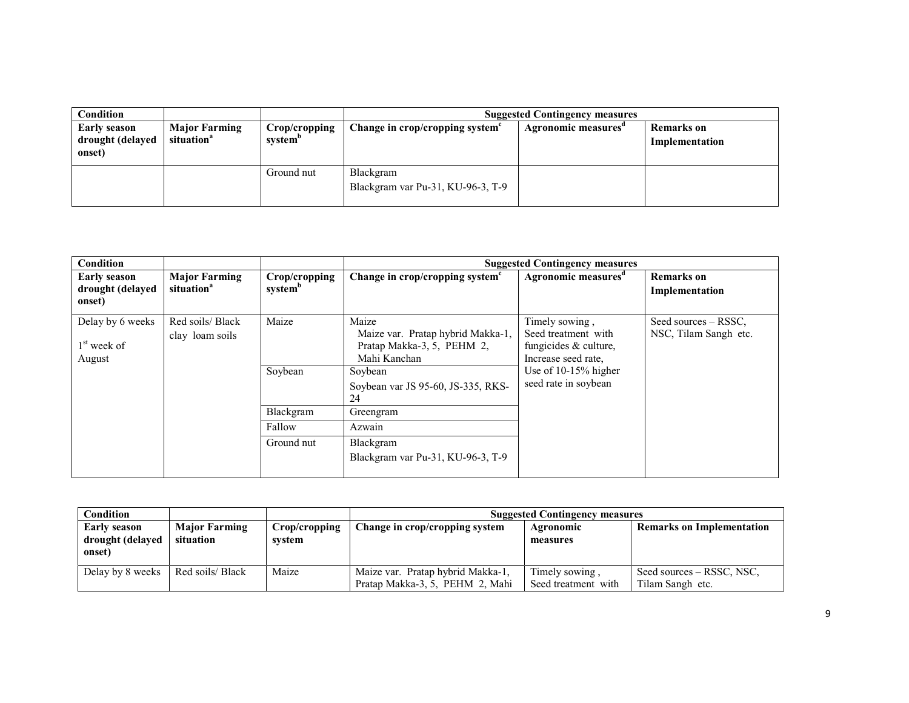| Condition | | | Suggested Contingency measures | | |
|---|---|---|---|---|---|
| **Early season drought (delayed onset)** | **Major Farming situation[a]** | **Crop/cropping system[b]** | **Change in crop/cropping system[c]** | **Agronomic measures[d]** | **Remarks on Implementation** |
| | | Ground nut | Blackgram<br>Blackgram var Pu-31, KU-96-3, T-9 | | |

| Condition | | | Suggested Contingency measures | | |
|---|---|---|---|---|---|
| **Early season drought (delayed onset)** | **Major Farming situation[a]** | **Crop/cropping system[b]** | **Change in crop/cropping system[c]** | **Agronomic measures[d]** | **Remarks on Implementation** |
| Delay by 6 weeks<br>1[st] week of August | Red soils/ Black clay loam soils | Maize | Maize<br>Maize var. Pratap hybrid Makka-1, Pratap Makka-3, 5, PEHM 2, Mahi Kanchan | Timely sowing , Seed treatment with fungicides & culture, Increase seed rate, Use of 10-15% higher seed rate in soybean | Seed sources – RSSC, NSC, Tilam Sangh etc. |
| | | Soybean | Soybean<br>Soybean var JS 95-60, JS-335, RKS-24 | | |
| | | Blackgram | Greengram | | |
| | | Fallow | Azwain | | |
| | | Ground nut | Blackgram<br>Blackgram var Pu-31, KU-96-3, T-9 | | |

| Condition | | | Suggested Contingency measures | | |
|---|---|---|---|---|---|
| **Early season drought (delayed onset)** | **Major Farming situation** | **Crop/cropping system** | **Change in crop/cropping system** | **Agronomic measures** | **Remarks on Implementation** |
| Delay by 8 weeks | Red soils/ Black | Maize | Maize var. Pratap hybrid Makka-1, Pratap Makka-3, 5, PEHM 2, Mahi | Timely sowing , Seed treatment with | Seed sources – RSSC, NSC, Tilam Sangh etc. |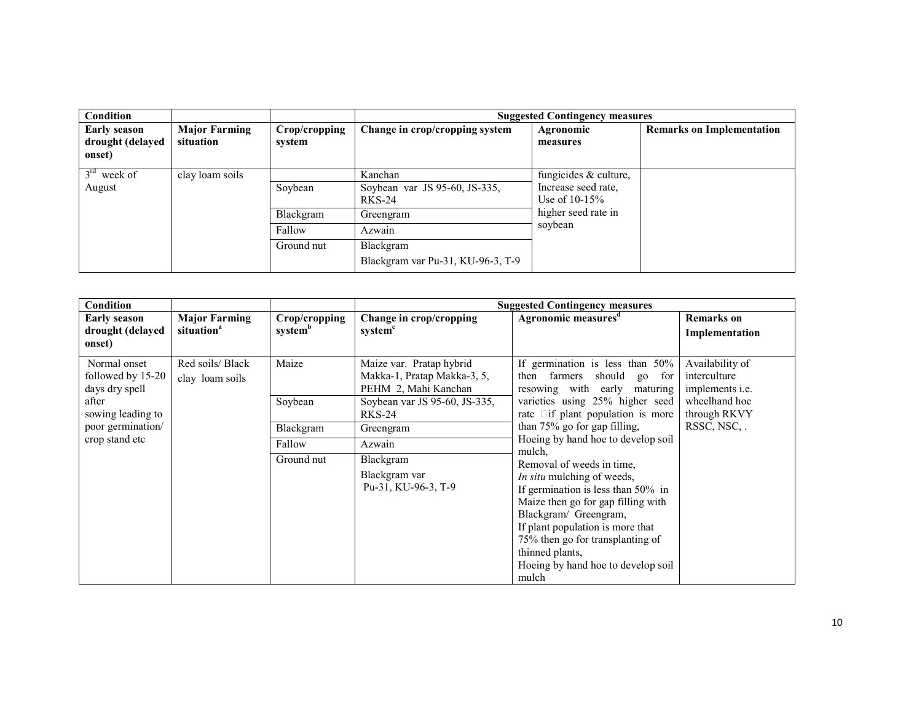| Condition | | | Suggested Contingency measures | | |
|---|---|---|---|---|---|
| **Early season drought (delayed onset)** | **Major Farming situation** | **Crop/cropping system** | **Change in crop/cropping system** | **Agronomic measures** | **Remarks on Implementation** |
| 3rd week of August | clay loam soils | | Kanchan | fungicides & culture, Increase seed rate, Use of 10-15% higher seed rate in soybean | |
| | | Soybean | Soybean var JS 95-60, JS-335, RKS-24 | | |
| | | Blackgram | Greengram | | |
| | | Fallow | Azwain | | |
| | | Ground nut | Blackgram<br>Blackgram var Pu-31, KU-96-3, T-9 | | |

| Condition | | | Suggested Contingency measures | | |
|---|---|---|---|---|---|
| **Early season drought (delayed onset)** | **Major Farming situation**[a] | **Crop/cropping system**[b] | **Change in crop/cropping system**[c] | **Agronomic measures**[d] | **Remarks on Implementation** |
| Normal onset followed by 15-20 days dry spell after sowing leading to poor germination/ crop stand etc | Red soils/ Black clay loam soils | Maize | Maize var. Pratap hybrid Makka-1, Pratap Makka-3, 5, PEHM 2, Mahi Kanchan | If germination is less than 50% then farmers should go for resowing with early maturing varieties using 25% higher seed rate if plant population is more than 75% go for gap filling, Hoeing by hand hoe to develop soil mulch, Removal of weeds in time, *In situ* mulching of weeds, If germination is less than 50% in Maize then go for gap filling with Blackgram/ Greengram, If plant population is more that 75% then go for transplanting of thinned plants, Hoeing by hand hoe to develop soil mulch | Availability of interculture implements i.e. wheelhand hoe through RKVY RSSC, NSC, . |
| | | Soybean | Soybean var JS 95-60, JS-335, RKS-24 | | |
| | | Blackgram | Greengram | | |
| | | Fallow | Azwain | | |
| | | Ground nut | Blackgram<br>Blackgram var Pu-31, KU-96-3, T-9 | | |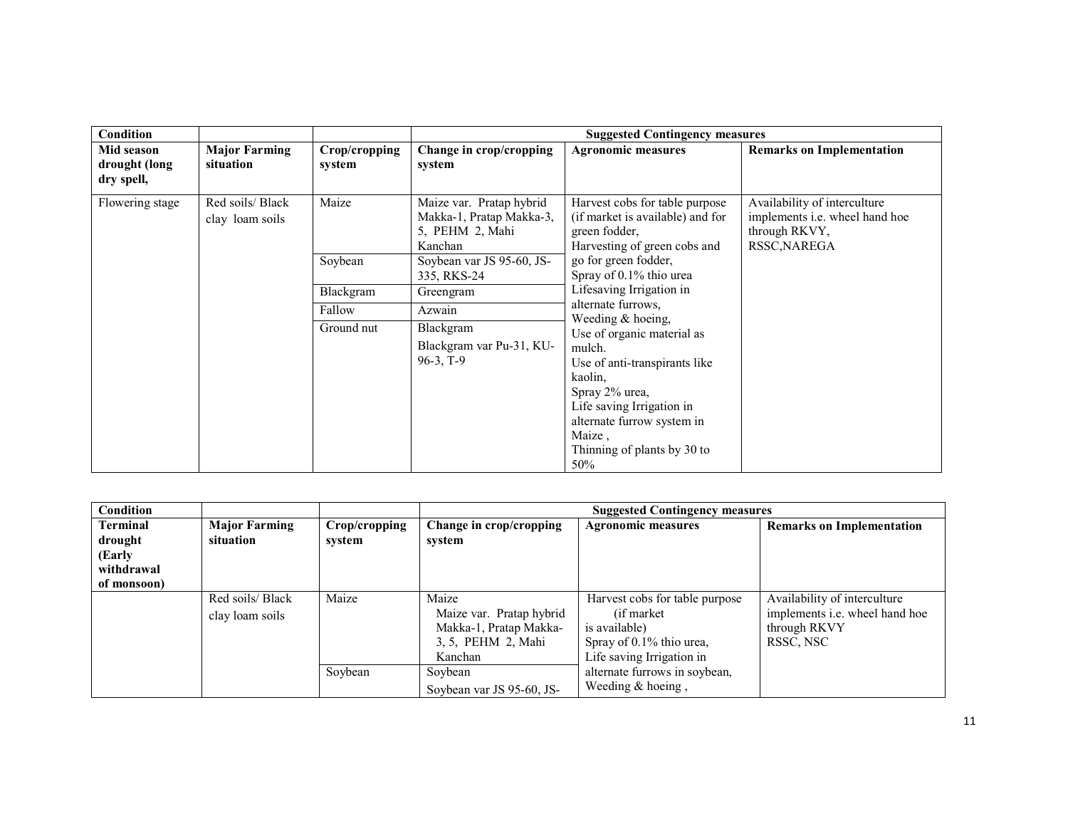| Condition | | | Suggested Contingency measures | | |
|---|---|---|---|---|---|
| **Mid season drought (long dry spell,** | **Major Farming situation** | **Crop/cropping system** | **Change in crop/cropping system** | **Agronomic measures** | **Remarks on Implementation** |
| Flowering stage | Red soils/ Black clay loam soils | Maize | Maize var. Pratap hybrid Makka-1, Pratap Makka-3, 5, PEHM 2, Mahi Kanchan | Harvest cobs for table purpose (if market is available) and for green fodder, Harvesting of green cobs and go for green fodder, Spray of 0.1% thio urea Lifesaving Irrigation in alternate furrows, Weeding & hoeing, Use of organic material as mulch. Use of anti-transpirants like kaolin, Spray 2% urea, Life saving Irrigation in alternate furrow system in Maize , Thinning of plants by 30 to 50% | Availability of interculture implements i.e. wheel hand hoe through RKVY, RSSC,NAREGA |
| | | Soybean | Soybean var JS 95-60, JS-335, RKS-24 | | |
| | | Blackgram | Greengram | | |
| | | Fallow | Azwain | | |
| | | Ground nut | Blackgram Blackgram var Pu-31, KU-96-3, T-9 | | |

| Condition | | | Suggested Contingency measures | | |
|---|---|---|---|---|---|
| **Terminal drought (Early withdrawal of monsoon)** | **Major Farming situation** | **Crop/cropping system** | **Change in crop/cropping system** | **Agronomic measures** | **Remarks on Implementation** |
| | Red soils/ Black clay loam soils | Maize | Maize Maize var. Pratap hybrid Makka-1, Pratap Makka-3, 5, PEHM 2, Mahi Kanchan | Harvest cobs for table purpose (if market is available) Spray of 0.1% thio urea, Life saving Irrigation in alternate furrows in soybean, Weeding & hoeing , | Availability of interculture implements i.e. wheel hand hoe through RKVY RSSC, NSC |
| | | Soybean | Soybean Soybean var JS 95-60, JS- | | |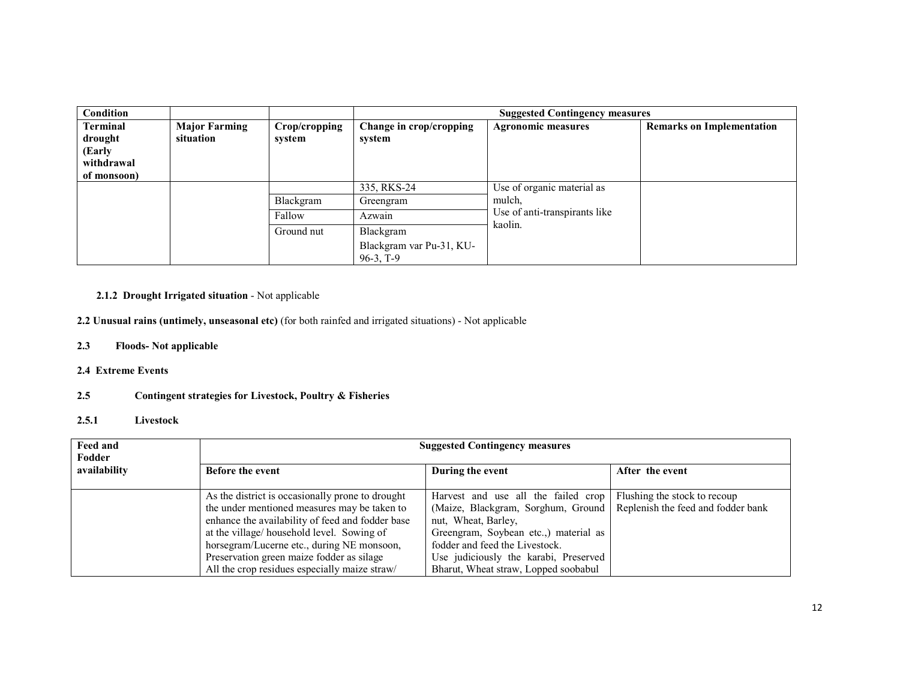| Condition | | | Suggested Contingency measures | | |
|---|---|---|---|---|---|
| Terminal drought (Early withdrawal of monsoon) | Major Farming situation | Crop/cropping system | Change in crop/cropping system | Agronomic measures | Remarks on Implementation |
| | | | 335, RKS-24 | Use of organic material as mulch, Use of anti-transpirants like kaolin. | |
| | | Blackgram | Greengram | | |
| | | Fallow | Azwain | | |
| | | Ground nut | Blackgram<br>Blackgram var Pu-31, KU-96-3, T-9 | | |

**2.1.2 Drought Irrigated situation** - Not applicable

**2.2 Unusual rains (untimely, unseasonal etc)** (for both rainfed and irrigated situations) - Not applicable

**2.3 Floods- Not applicable**

**2.4 Extreme Events**

**2.5 Contingent strategies for Livestock, Poultry & Fisheries**

**2.5.1 Livestock**

| Feed and Fodder availability | Suggested Contingency measures | | |
|---|---|---|---|
| | Before the event | During the event | After the event |
| | As the district is occasionally prone to drought the under mentioned measures may be taken to enhance the availability of feed and fodder base at the village/ household level. Sowing of horsegram/Lucerne etc., during NE monsoon, Preservation green maize fodder as silage<br>All the crop residues especially maize straw/ | Harvest and use all the failed crop (Maize, Blackgram, Sorghum, Ground nut, Wheat, Barley, Greengram, Soybean etc.,) material as fodder and feed the Livestock.<br>Use judiciously the karabi, Preserved Bharut, Wheat straw, Lopped soobabul | Flushing the stock to recoup<br>Replenish the feed and fodder bank |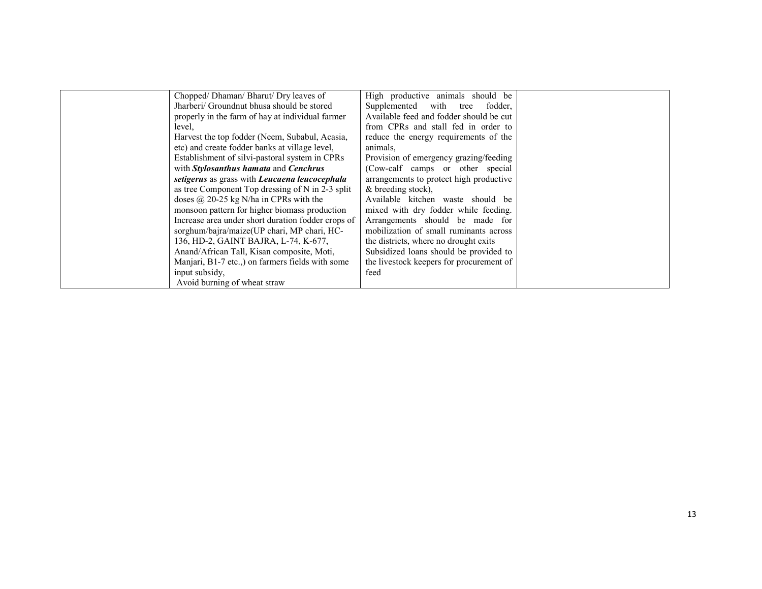| | | | |
|---|---|---|---|
| | Chopped/ Dhaman/ Bharut/ Dry leaves of Jharberi/ Groundnut bhusa should be stored properly in the farm of hay at individual farmer level,<br>Harvest the top fodder (Neem, Subabul, Acasia, etc) and create fodder banks at village level,<br>Establishment of silvi-pastoral system in CPRs with ***Stylosanthus hamata*** and ***Cenchrus setigerus*** as grass with ***Leucaena leucocephala*** as tree Component Top dressing of N in 2-3 split doses @ 20-25 kg N/ha in CPRs with the monsoon pattern for higher biomass production<br>Increase area under short duration fodder crops of sorghum/bajra/maize(UP chari, MP chari, HC-136, HD-2, GAINT BAJRA, L-74, K-677, Anand/African Tall, Kisan composite, Moti, Manjari, B1-7 etc.,) on farmers fields with some input subsidy,<br>Avoid burning of wheat straw | High productive animals should be Supplemented with tree fodder,<br>Available feed and fodder should be cut from CPRs and stall fed in order to reduce the energy requirements of the animals,<br>Provision of emergency grazing/feeding (Cow-calf camps or other special arrangements to protect high productive & breeding stock),<br>Available kitchen waste should be mixed with dry fodder while feeding.<br>Arrangements should be made for mobilization of small ruminants across the districts, where no drought exits<br>Subsidized loans should be provided to the livestock keepers for procurement of feed | |